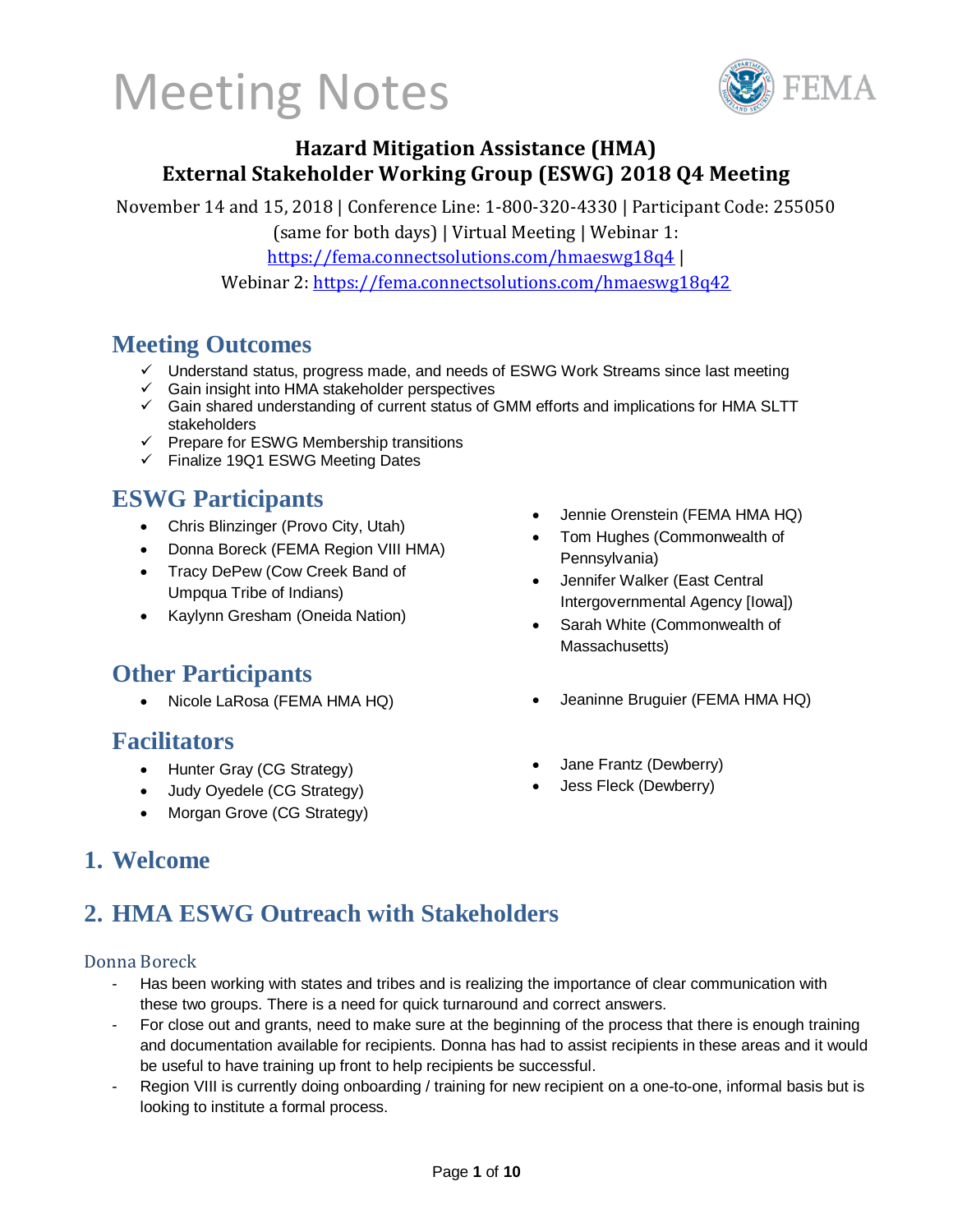# Meeting Notes

## Hazard Mitigation Assistance (HMA) External Stakeholder Working Group (ESWG) 2018 Q4 Meeting

November 14 and 15, 2018 | Conference Line: 1-800-320-4330 | Participant Code: 255050 (same for both days) | Virtual Meeting | Webinar 1: https://fema.connectsolutions.com/hmaeswg18q4 | Webinar 2: https://fema.connectsolutions.com/hmaeswg18q42

## Meeting Outcomes

- ✓ Understand status, progress made, and needs of ESWG Work Streams since last meeting
- ✓ Gain insight into HMA stakeholder perspectives
- ✓ Gain shared understanding of current status of GMM efforts and implications for HMA SLTT stakeholders
- ✓ Prepare for ESWG Membership transitions
- ✓ Finalize 19Q1 ESWG Meeting Dates

## ESWG Participants

- Chris Blinzinger (Provo City, Utah)
- Donna Boreck (FEMA Region VIII HMA)
- Tracy DePew (Cow Creek Band of Umpqua Tribe of Indians)
- Kaylynn Gresham (Oneida Nation)
- Jennie Orenstein (FEMA HMA HQ)
- Tom Hughes (Commonwealth of Pennsylvania)
- Jennifer Walker (East Central Intergovernmental Agency [Iowa])
- Sarah White (Commonwealth of Massachusetts)

## Other Participants

- Nicole LaRosa (FEMA HMA HQ)
- Jeaninne Bruguier (FEMA HMA HQ)

## Facilitators

- Hunter Gray (CG Strategy)
- Judy Oyedele (CG Strategy)
- Morgan Grove (CG Strategy)
- Jane Frantz (Dewberry)
- Jess Fleck (Dewberry)

## 1. Welcome

## 2. HMA ESWG Outreach with Stakeholders

### Donna Boreck

- Has been working with states and tribes and is realizing the importance of clear communication with these two groups. There is a need for quick turnaround and correct answers.
- For close out and grants, need to make sure at the beginning of the process that there is enough training and documentation available for recipients. Donna has had to assist recipients in these areas and it would be useful to have training up front to help recipients be successful.
- Region VIII is currently doing onboarding / training for new recipient on a one-to-one, informal basis but is looking to institute a formal process.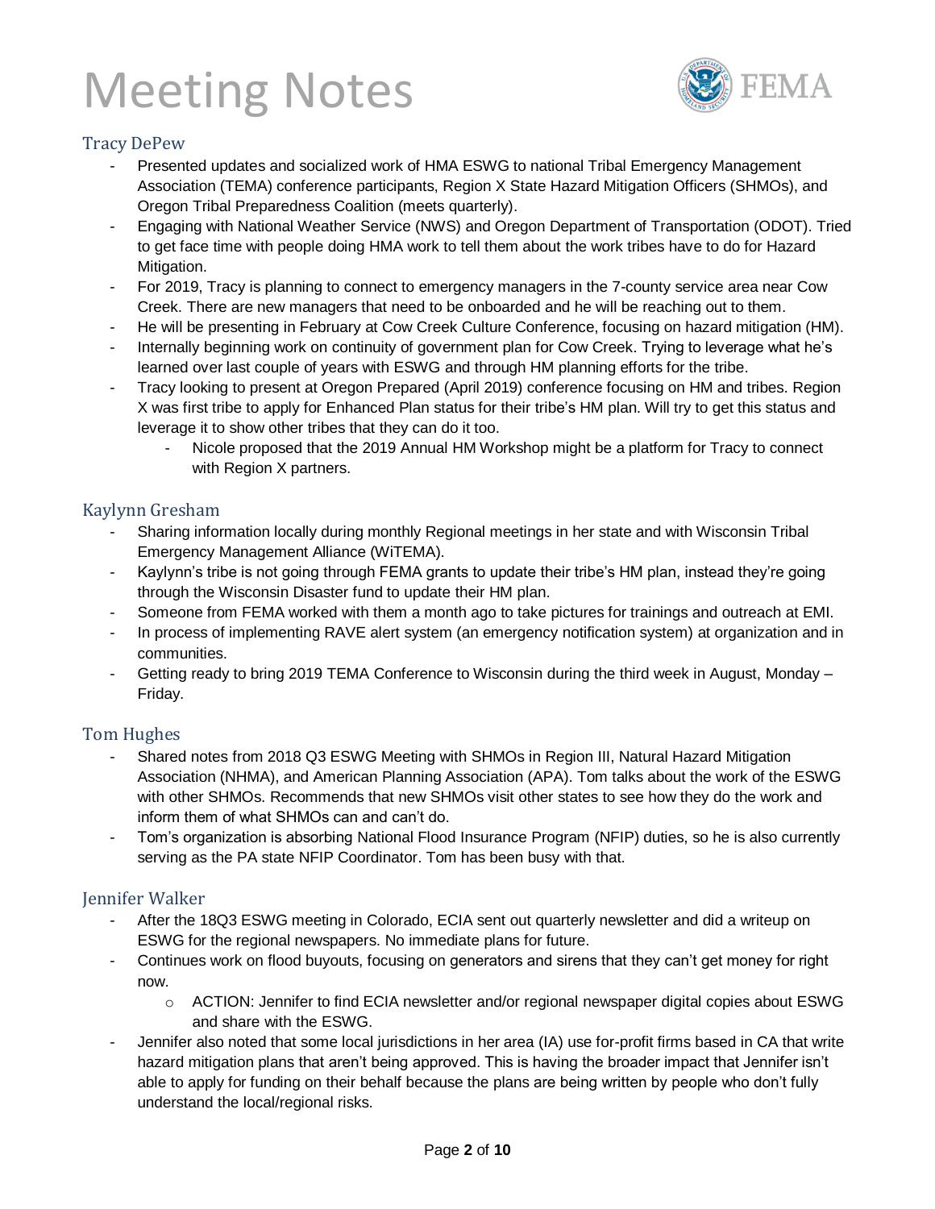## Tracy DePew

- Presented updates and socialized work of HMA ESWG to national Tribal Emergency Management Association (TEMA) conference participants, Region X State Hazard Mitigation Officers (SHMOs), and Oregon Tribal Preparedness Coalition (meets quarterly).
- Engaging with National Weather Service (NWS) and Oregon Department of Transportation (ODOT). Tried to get face time with people doing HMA work to tell them about the work tribes have to do for Hazard Mitigation.
- For 2019, Tracy is planning to connect to emergency managers in the 7-county service area near Cow Creek. There are new managers that need to be onboarded and he will be reaching out to them.
- He will be presenting in February at Cow Creek Culture Conference, focusing on hazard mitigation (HM).
- Internally beginning work on continuity of government plan for Cow Creek. Trying to leverage what he's learned over last couple of years with ESWG and through HM planning efforts for the tribe.
- Tracy looking to present at Oregon Prepared (April 2019) conference focusing on HM and tribes. Region X was first tribe to apply for Enhanced Plan status for their tribe's HM plan. Will try to get this status and leverage it to show other tribes that they can do it too.
  - Nicole proposed that the 2019 Annual HM Workshop might be a platform for Tracy to connect with Region X partners.

## Kaylynn Gresham

- Sharing information locally during monthly Regional meetings in her state and with Wisconsin Tribal Emergency Management Alliance (WiTEMA).
- Kaylynn's tribe is not going through FEMA grants to update their tribe's HM plan, instead they're going through the Wisconsin Disaster fund to update their HM plan.
- Someone from FEMA worked with them a month ago to take pictures for trainings and outreach at EMI.
- In process of implementing RAVE alert system (an emergency notification system) at organization and in communities.
- Getting ready to bring 2019 TEMA Conference to Wisconsin during the third week in August, Monday – Friday.

## Tom Hughes

- Shared notes from 2018 Q3 ESWG Meeting with SHMOs in Region III, Natural Hazard Mitigation Association (NHMA), and American Planning Association (APA). Tom talks about the work of the ESWG with other SHMOs. Recommends that new SHMOs visit other states to see how they do the work and inform them of what SHMOs can and can't do.
- Tom's organization is absorbing National Flood Insurance Program (NFIP) duties, so he is also currently serving as the PA state NFIP Coordinator. Tom has been busy with that.

## Jennifer Walker

- After the 18Q3 ESWG meeting in Colorado, ECIA sent out quarterly newsletter and did a writeup on ESWG for the regional newspapers. No immediate plans for future.
- Continues work on flood buyouts, focusing on generators and sirens that they can't get money for right now.
  - ACTION: Jennifer to find ECIA newsletter and/or regional newspaper digital copies about ESWG and share with the ESWG.
- Jennifer also noted that some local jurisdictions in her area (IA) use for-profit firms based in CA that write hazard mitigation plans that aren't being approved. This is having the broader impact that Jennifer isn't able to apply for funding on their behalf because the plans are being written by people who don't fully understand the local/regional risks.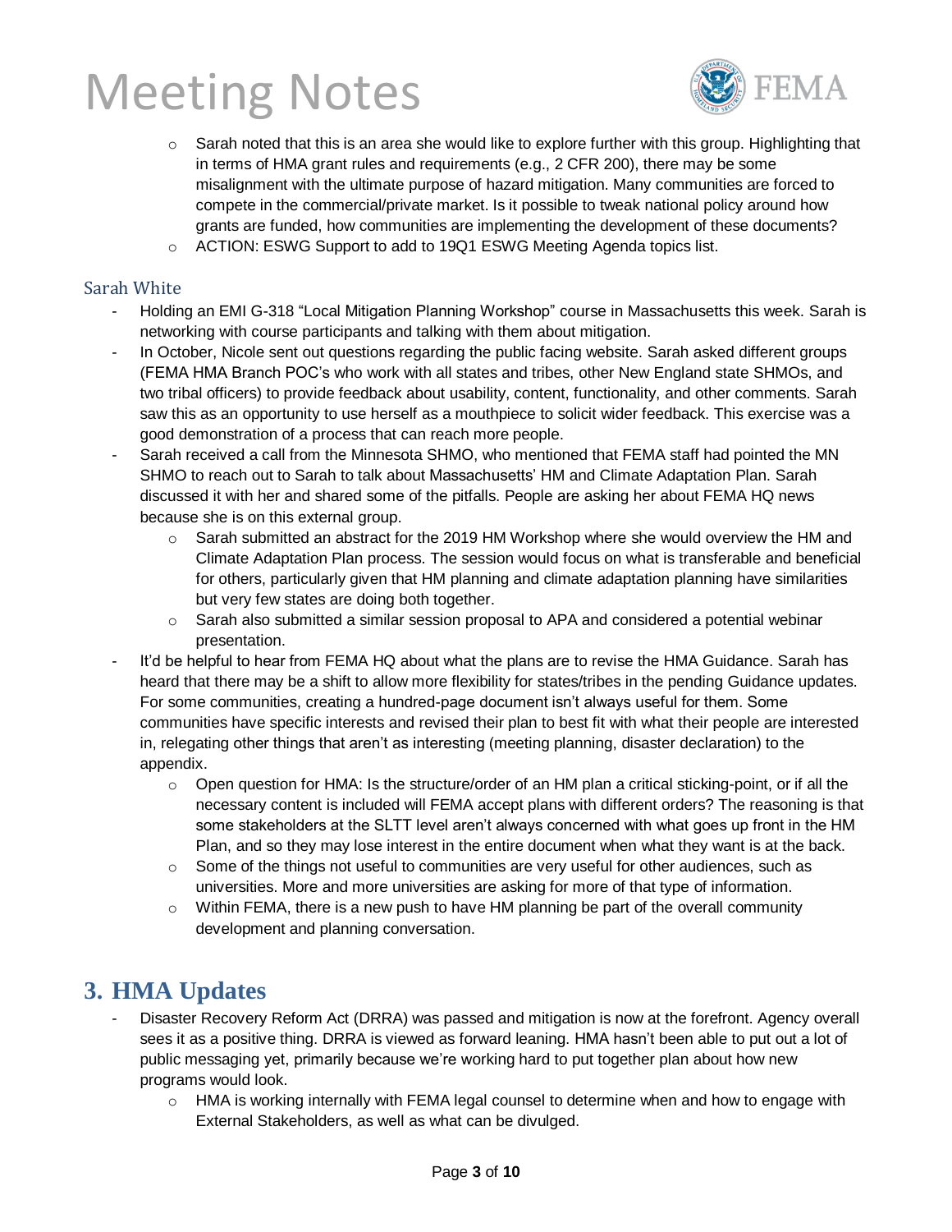- Sarah noted that this is an area she would like to explore further with this group. Highlighting that in terms of HMA grant rules and requirements (e.g., 2 CFR 200), there may be some misalignment with the ultimate purpose of hazard mitigation. Many communities are forced to compete in the commercial/private market. Is it possible to tweak national policy around how grants are funded, how communities are implementing the development of these documents?
- ACTION: ESWG Support to add to 19Q1 ESWG Meeting Agenda topics list.

### Sarah White

- Holding an EMI G-318 "Local Mitigation Planning Workshop" course in Massachusetts this week. Sarah is networking with course participants and talking with them about mitigation.
- In October, Nicole sent out questions regarding the public facing website. Sarah asked different groups (FEMA HMA Branch POC's who work with all states and tribes, other New England state SHMOs, and two tribal officers) to provide feedback about usability, content, functionality, and other comments. Sarah saw this as an opportunity to use herself as a mouthpiece to solicit wider feedback. This exercise was a good demonstration of a process that can reach more people.
- Sarah received a call from the Minnesota SHMO, who mentioned that FEMA staff had pointed the MN SHMO to reach out to Sarah to talk about Massachusetts' HM and Climate Adaptation Plan. Sarah discussed it with her and shared some of the pitfalls. People are asking her about FEMA HQ news because she is on this external group.
  - Sarah submitted an abstract for the 2019 HM Workshop where she would overview the HM and Climate Adaptation Plan process. The session would focus on what is transferable and beneficial for others, particularly given that HM planning and climate adaptation planning have similarities but very few states are doing both together.
  - Sarah also submitted a similar session proposal to APA and considered a potential webinar presentation.
- It'd be helpful to hear from FEMA HQ about what the plans are to revise the HMA Guidance. Sarah has heard that there may be a shift to allow more flexibility for states/tribes in the pending Guidance updates. For some communities, creating a hundred-page document isn't always useful for them. Some communities have specific interests and revised their plan to best fit with what their people are interested in, relegating other things that aren't as interesting (meeting planning, disaster declaration) to the appendix.
  - Open question for HMA: Is the structure/order of an HM plan a critical sticking-point, or if all the necessary content is included will FEMA accept plans with different orders? The reasoning is that some stakeholders at the SLTT level aren't always concerned with what goes up front in the HM Plan, and so they may lose interest in the entire document when what they want is at the back.
  - Some of the things not useful to communities are very useful for other audiences, such as universities. More and more universities are asking for more of that type of information.
  - Within FEMA, there is a new push to have HM planning be part of the overall community development and planning conversation.

## 3. HMA Updates

- Disaster Recovery Reform Act (DRRA) was passed and mitigation is now at the forefront. Agency overall sees it as a positive thing. DRRA is viewed as forward leaning. HMA hasn't been able to put out a lot of public messaging yet, primarily because we're working hard to put together plan about how new programs would look.
  - HMA is working internally with FEMA legal counsel to determine when and how to engage with External Stakeholders, as well as what can be divulged.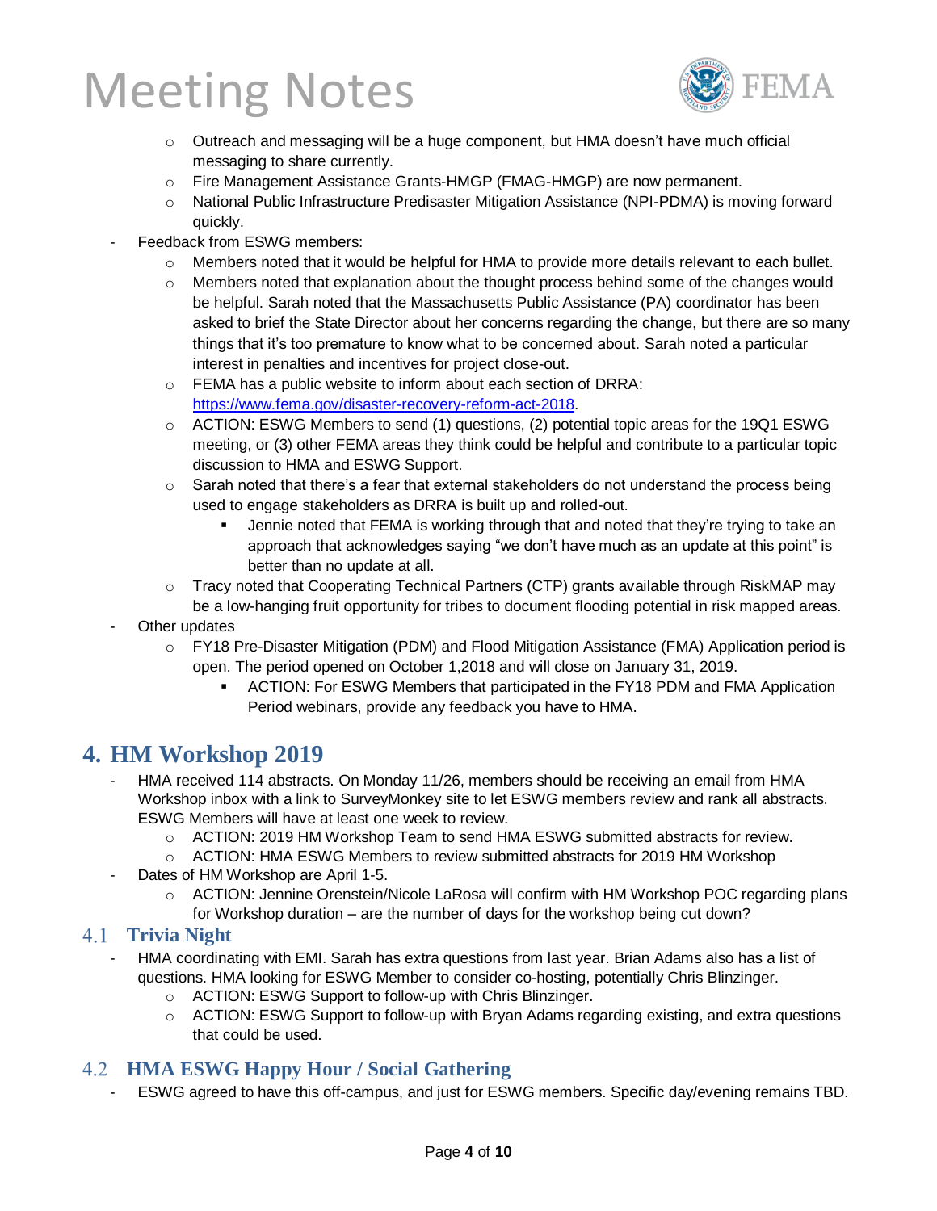- Outreach and messaging will be a huge component, but HMA doesn't have much official messaging to share currently.
    - Fire Management Assistance Grants-HMGP (FMAG-HMGP) are now permanent.
    - National Public Infrastructure Predisaster Mitigation Assistance (NPI-PDMA) is moving forward quickly.
- Feedback from ESWG members:
    - Members noted that it would be helpful for HMA to provide more details relevant to each bullet.
    - Members noted that explanation about the thought process behind some of the changes would be helpful. Sarah noted that the Massachusetts Public Assistance (PA) coordinator has been asked to brief the State Director about her concerns regarding the change, but there are so many things that it's too premature to know what to be concerned about. Sarah noted a particular interest in penalties and incentives for project close-out.
    - FEMA has a public website to inform about each section of DRRA: https://www.fema.gov/disaster-recovery-reform-act-2018.
    - ACTION: ESWG Members to send (1) questions, (2) potential topic areas for the 19Q1 ESWG meeting, or (3) other FEMA areas they think could be helpful and contribute to a particular topic discussion to HMA and ESWG Support.
    - Sarah noted that there's a fear that external stakeholders do not understand the process being used to engage stakeholders as DRRA is built up and rolled-out.
        - Jennie noted that FEMA is working through that and noted that they're trying to take an approach that acknowledges saying "we don't have much as an update at this point" is better than no update at all.
    - Tracy noted that Cooperating Technical Partners (CTP) grants available through RiskMAP may be a low-hanging fruit opportunity for tribes to document flooding potential in risk mapped areas.
- Other updates
    - FY18 Pre-Disaster Mitigation (PDM) and Flood Mitigation Assistance (FMA) Application period is open. The period opened on October 1,2018 and will close on January 31, 2019.
        - ACTION: For ESWG Members that participated in the FY18 PDM and FMA Application Period webinars, provide any feedback you have to HMA.

## 4. HM Workshop 2019

- HMA received 114 abstracts. On Monday 11/26, members should be receiving an email from HMA Workshop inbox with a link to SurveyMonkey site to let ESWG members review and rank all abstracts. ESWG Members will have at least one week to review.
    - ACTION: 2019 HM Workshop Team to send HMA ESWG submitted abstracts for review.
    - ACTION: HMA ESWG Members to review submitted abstracts for 2019 HM Workshop
- Dates of HM Workshop are April 1-5.
    - ACTION: Jennine Orenstein/Nicole LaRosa will confirm with HM Workshop POC regarding plans for Workshop duration – are the number of days for the workshop being cut down?

### 4.1 Trivia Night

- HMA coordinating with EMI. Sarah has extra questions from last year. Brian Adams also has a list of questions. HMA looking for ESWG Member to consider co-hosting, potentially Chris Blinzinger.
    - ACTION: ESWG Support to follow-up with Chris Blinzinger.
    - ACTION: ESWG Support to follow-up with Bryan Adams regarding existing, and extra questions that could be used.

### 4.2 HMA ESWG Happy Hour / Social Gathering

- ESWG agreed to have this off-campus, and just for ESWG members. Specific day/evening remains TBD.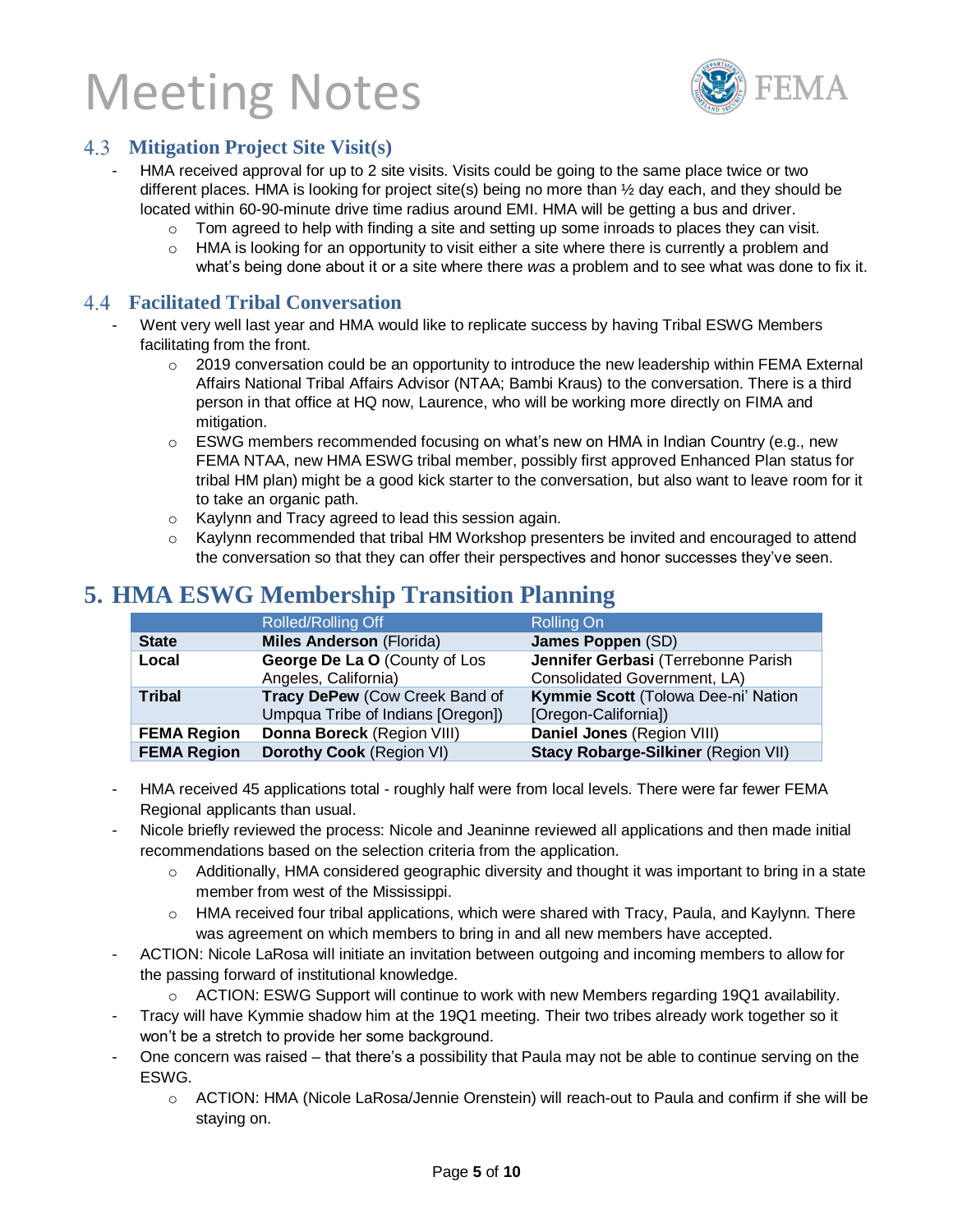### 4.3 Mitigation Project Site Visit(s)

- HMA received approval for up to 2 site visits. Visits could be going to the same place twice or two different places. HMA is looking for project site(s) being no more than ½ day each, and they should be located within 60-90-minute drive time radius around EMI. HMA will be getting a bus and driver.
  - Tom agreed to help with finding a site and setting up some inroads to places they can visit.
  - HMA is looking for an opportunity to visit either a site where there is currently a problem and what's being done about it or a site where there *was* a problem and to see what was done to fix it.

### 4.4 Facilitated Tribal Conversation

- Went very well last year and HMA would like to replicate success by having Tribal ESWG Members facilitating from the front.
  - 2019 conversation could be an opportunity to introduce the new leadership within FEMA External Affairs National Tribal Affairs Advisor (NTAA; Bambi Kraus) to the conversation. There is a third person in that office at HQ now, Laurence, who will be working more directly on FIMA and mitigation.
  - ESWG members recommended focusing on what's new on HMA in Indian Country (e.g., new FEMA NTAA, new HMA ESWG tribal member, possibly first approved Enhanced Plan status for tribal HM plan) might be a good kick starter to the conversation, but also want to leave room for it to take an organic path.
  - Kaylynn and Tracy agreed to lead this session again.
  - Kaylynn recommended that tribal HM Workshop presenters be invited and encouraged to attend the conversation so that they can offer their perspectives and honor successes they've seen.

## 5. HMA ESWG Membership Transition Planning

| | Rolled/Rolling Off | Rolling On |
|---|---|---|
| **State** | **Miles Anderson** (Florida) | **James Poppen** (SD) |
| **Local** | **George De La O** (County of Los Angeles, California) | **Jennifer Gerbasi** (Terrebonne Parish Consolidated Government, LA) |
| **Tribal** | **Tracy DePew** (Cow Creek Band of Umpqua Tribe of Indians [Oregon]) | **Kymmie Scott** (Tolowa Dee-ni' Nation [Oregon-California]) |
| **FEMA Region** | **Donna Boreck** (Region VIII) | **Daniel Jones** (Region VIII) |
| **FEMA Region** | **Dorothy Cook** (Region VI) | **Stacy Robarge-Silkiner** (Region VII) |

- HMA received 45 applications total - roughly half were from local levels. There were far fewer FEMA Regional applicants than usual.
- Nicole briefly reviewed the process: Nicole and Jeaninne reviewed all applications and then made initial recommendations based on the selection criteria from the application.
  - Additionally, HMA considered geographic diversity and thought it was important to bring in a state member from west of the Mississippi.
  - HMA received four tribal applications, which were shared with Tracy, Paula, and Kaylynn. There was agreement on which members to bring in and all new members have accepted.
- ACTION: Nicole LaRosa will initiate an invitation between outgoing and incoming members to allow for the passing forward of institutional knowledge.
  - ACTION: ESWG Support will continue to work with new Members regarding 19Q1 availability.
- Tracy will have Kymmie shadow him at the 19Q1 meeting. Their two tribes already work together so it won't be a stretch to provide her some background.
- One concern was raised – that there's a possibility that Paula may not be able to continue serving on the ESWG.
  - ACTION: HMA (Nicole LaRosa/Jennie Orenstein) will reach-out to Paula and confirm if she will be staying on.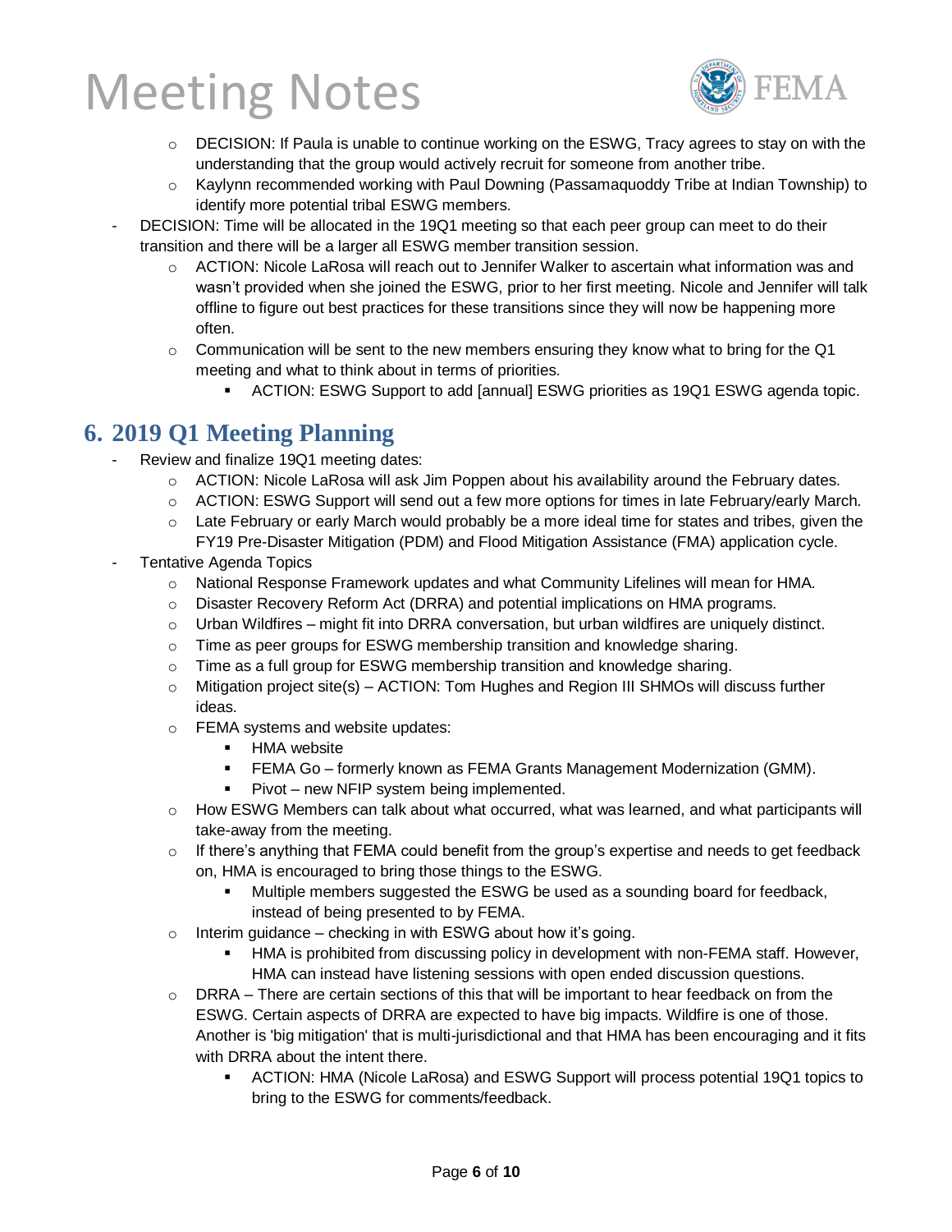- DECISION: If Paula is unable to continue working on the ESWG, Tracy agrees to stay on with the understanding that the group would actively recruit for someone from another tribe.
    - Kaylynn recommended working with Paul Downing (Passamaquoddy Tribe at Indian Township) to identify more potential tribal ESWG members.
- DECISION: Time will be allocated in the 19Q1 meeting so that each peer group can meet to do their transition and there will be a larger all ESWG member transition session.
    - ACTION: Nicole LaRosa will reach out to Jennifer Walker to ascertain what information was and wasn't provided when she joined the ESWG, prior to her first meeting. Nicole and Jennifer will talk offline to figure out best practices for these transitions since they will now be happening more often.
    - Communication will be sent to the new members ensuring they know what to bring for the Q1 meeting and what to think about in terms of priorities.
        - ACTION: ESWG Support to add [annual] ESWG priorities as 19Q1 ESWG agenda topic.

## 6. 2019 Q1 Meeting Planning

- Review and finalize 19Q1 meeting dates:
    - ACTION: Nicole LaRosa will ask Jim Poppen about his availability around the February dates.
    - ACTION: ESWG Support will send out a few more options for times in late February/early March.
    - Late February or early March would probably be a more ideal time for states and tribes, given the FY19 Pre-Disaster Mitigation (PDM) and Flood Mitigation Assistance (FMA) application cycle.
- Tentative Agenda Topics
    - National Response Framework updates and what Community Lifelines will mean for HMA.
    - Disaster Recovery Reform Act (DRRA) and potential implications on HMA programs.
    - Urban Wildfires – might fit into DRRA conversation, but urban wildfires are uniquely distinct.
    - Time as peer groups for ESWG membership transition and knowledge sharing.
    - Time as a full group for ESWG membership transition and knowledge sharing.
    - Mitigation project site(s) – ACTION: Tom Hughes and Region III SHMOs will discuss further ideas.
    - FEMA systems and website updates:
        - HMA website
        - FEMA Go – formerly known as FEMA Grants Management Modernization (GMM).
        - Pivot – new NFIP system being implemented.
    - How ESWG Members can talk about what occurred, what was learned, and what participants will take-away from the meeting.
    - If there's anything that FEMA could benefit from the group's expertise and needs to get feedback on, HMA is encouraged to bring those things to the ESWG.
        - Multiple members suggested the ESWG be used as a sounding board for feedback, instead of being presented to by FEMA.
    - Interim guidance – checking in with ESWG about how it's going.
        - HMA is prohibited from discussing policy in development with non-FEMA staff. However, HMA can instead have listening sessions with open ended discussion questions.
    - DRRA – There are certain sections of this that will be important to hear feedback on from the ESWG. Certain aspects of DRRA are expected to have big impacts. Wildfire is one of those. Another is 'big mitigation' that is multi-jurisdictional and that HMA has been encouraging and it fits with DRRA about the intent there.
        - ACTION: HMA (Nicole LaRosa) and ESWG Support will process potential 19Q1 topics to bring to the ESWG for comments/feedback.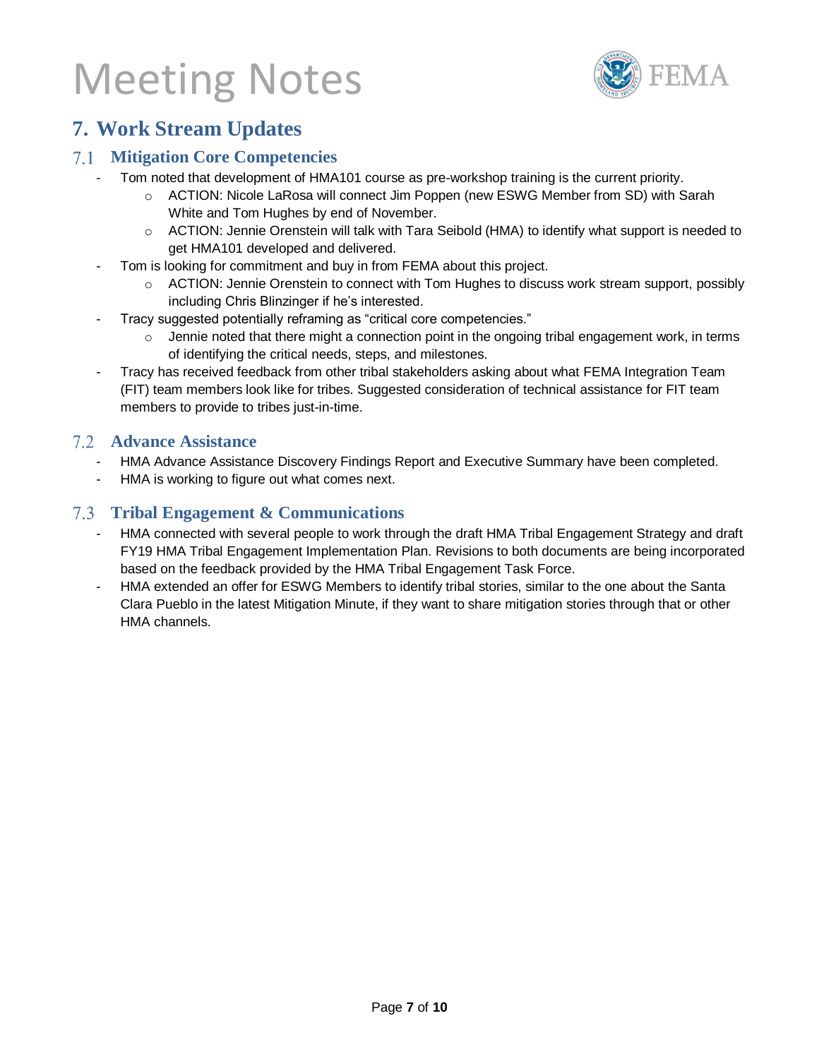## 7. Work Stream Updates

### 7.1 Mitigation Core Competencies

- Tom noted that development of HMA101 course as pre-workshop training is the current priority.
  - ACTION: Nicole LaRosa will connect Jim Poppen (new ESWG Member from SD) with Sarah White and Tom Hughes by end of November.
  - ACTION: Jennie Orenstein will talk with Tara Seibold (HMA) to identify what support is needed to get HMA101 developed and delivered.
- Tom is looking for commitment and buy in from FEMA about this project.
  - ACTION: Jennie Orenstein to connect with Tom Hughes to discuss work stream support, possibly including Chris Blinzinger if he's interested.
- Tracy suggested potentially reframing as "critical core competencies."
  - Jennie noted that there might a connection point in the ongoing tribal engagement work, in terms of identifying the critical needs, steps, and milestones.
- Tracy has received feedback from other tribal stakeholders asking about what FEMA Integration Team (FIT) team members look like for tribes. Suggested consideration of technical assistance for FIT team members to provide to tribes just-in-time.

### 7.2 Advance Assistance

- HMA Advance Assistance Discovery Findings Report and Executive Summary have been completed.
- HMA is working to figure out what comes next.

### 7.3 Tribal Engagement & Communications

- HMA connected with several people to work through the draft HMA Tribal Engagement Strategy and draft FY19 HMA Tribal Engagement Implementation Plan. Revisions to both documents are being incorporated based on the feedback provided by the HMA Tribal Engagement Task Force.
- HMA extended an offer for ESWG Members to identify tribal stories, similar to the one about the Santa Clara Pueblo in the latest Mitigation Minute, if they want to share mitigation stories through that or other HMA channels.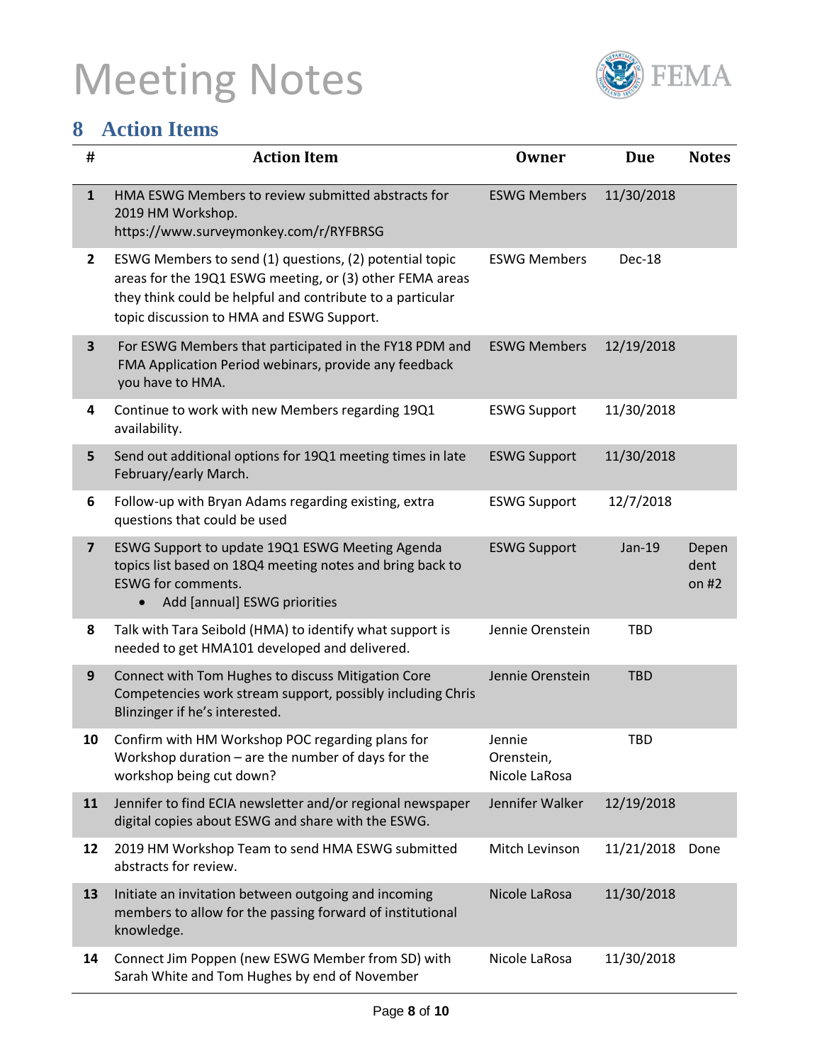# Meeting Notes

## 8 Action Items

| # | Action Item | Owner | Due | Notes |
|---|---|---|---|---|
| 1 | HMA ESWG Members to review submitted abstracts for 2019 HM Workshop. https://www.surveymonkey.com/r/RYFBRSG | ESWG Members | 11/30/2018 | |
| 2 | ESWG Members to send (1) questions, (2) potential topic areas for the 19Q1 ESWG meeting, or (3) other FEMA areas they think could be helpful and contribute to a particular topic discussion to HMA and ESWG Support. | ESWG Members | Dec-18 | |
| 3 | For ESWG Members that participated in the FY18 PDM and FMA Application Period webinars, provide any feedback you have to HMA. | ESWG Members | 12/19/2018 | |
| 4 | Continue to work with new Members regarding 19Q1 availability. | ESWG Support | 11/30/2018 | |
| 5 | Send out additional options for 19Q1 meeting times in late February/early March. | ESWG Support | 11/30/2018 | |
| 6 | Follow-up with Bryan Adams regarding existing, extra questions that could be used | ESWG Support | 12/7/2018 | |
| 7 | ESWG Support to update 19Q1 ESWG Meeting Agenda topics list based on 18Q4 meeting notes and bring back to ESWG for comments. <br>• Add [annual] ESWG priorities | ESWG Support | Jan-19 | Dependent on #2 |
| 8 | Talk with Tara Seibold (HMA) to identify what support is needed to get HMA101 developed and delivered. | Jennie Orenstein | TBD | |
| 9 | Connect with Tom Hughes to discuss Mitigation Core Competencies work stream support, possibly including Chris Blinzinger if he's interested. | Jennie Orenstein | TBD | |
| 10 | Confirm with HM Workshop POC regarding plans for Workshop duration – are the number of days for the workshop being cut down? | Jennie Orenstein, Nicole LaRosa | TBD | |
| 11 | Jennifer to find ECIA newsletter and/or regional newspaper digital copies about ESWG and share with the ESWG. | Jennifer Walker | 12/19/2018 | |
| 12 | 2019 HM Workshop Team to send HMA ESWG submitted abstracts for review. | Mitch Levinson | 11/21/2018 | Done |
| 13 | Initiate an invitation between outgoing and incoming members to allow for the passing forward of institutional knowledge. | Nicole LaRosa | 11/30/2018 | |
| 14 | Connect Jim Poppen (new ESWG Member from SD) with Sarah White and Tom Hughes by end of November | Nicole LaRosa | 11/30/2018 | |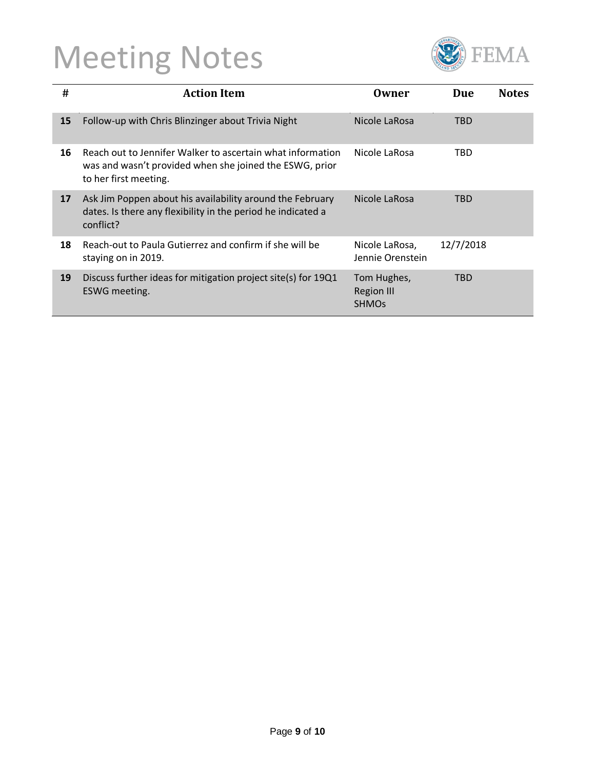# Meeting Notes

| # | Action Item | Owner | Due | Notes |
|---|---|---|---|---|
| 15 | Follow-up with Chris Blinzinger about Trivia Night | Nicole LaRosa | TBD | |
| 16 | Reach out to Jennifer Walker to ascertain what information was and wasn't provided when she joined the ESWG, prior to her first meeting. | Nicole LaRosa | TBD | |
| 17 | Ask Jim Poppen about his availability around the February dates. Is there any flexibility in the period he indicated a conflict? | Nicole LaRosa | TBD | |
| 18 | Reach-out to Paula Gutierrez and confirm if she will be staying on in 2019. | Nicole LaRosa, Jennie Orenstein | 12/7/2018 | |
| 19 | Discuss further ideas for mitigation project site(s) for 19Q1 ESWG meeting. | Tom Hughes, Region III SHMOs | TBD | |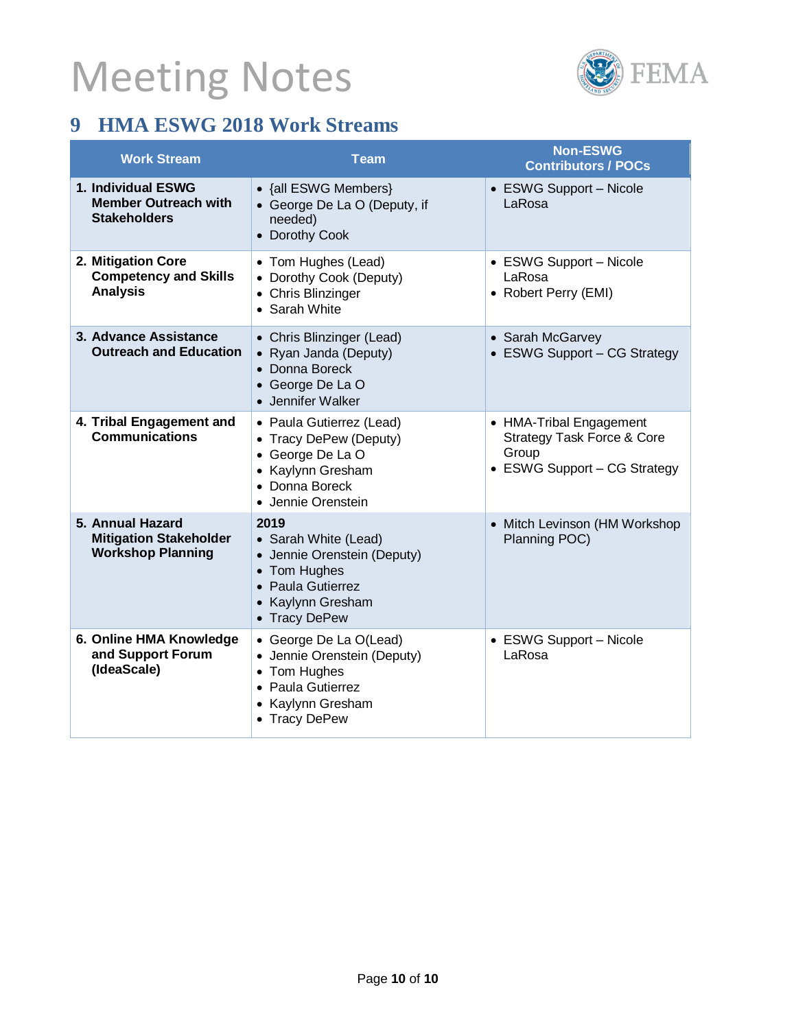## 9 HMA ESWG 2018 Work Streams

| Work Stream | Team | Non-ESWG Contributors / POCs |
|---|---|---|
| **1. Individual ESWG Member Outreach with Stakeholders** | • {all ESWG Members}<br>• George De La O (Deputy, if needed)<br>• Dorothy Cook | • ESWG Support – Nicole LaRosa |
| **2. Mitigation Core Competency and Skills Analysis** | • Tom Hughes (Lead)<br>• Dorothy Cook (Deputy)<br>• Chris Blinzinger<br>• Sarah White | • ESWG Support – Nicole LaRosa<br>• Robert Perry (EMI) |
| **3. Advance Assistance Outreach and Education** | • Chris Blinzinger (Lead)<br>• Ryan Janda (Deputy)<br>• Donna Boreck<br>• George De La O<br>• Jennifer Walker | • Sarah McGarvey<br>• ESWG Support – CG Strategy |
| **4. Tribal Engagement and Communications** | • Paula Gutierrez (Lead)<br>• Tracy DePew (Deputy)<br>• George De La O<br>• Kaylynn Gresham<br>• Donna Boreck<br>• Jennie Orenstein | • HMA-Tribal Engagement Strategy Task Force & Core Group<br>• ESWG Support – CG Strategy |
| **5. Annual Hazard Mitigation Stakeholder Workshop Planning** | **2019**<br>• Sarah White (Lead)<br>• Jennie Orenstein (Deputy)<br>• Tom Hughes<br>• Paula Gutierrez<br>• Kaylynn Gresham<br>• Tracy DePew | • Mitch Levinson (HM Workshop Planning POC) |
| **6. Online HMA Knowledge and Support Forum (IdeaScale)** | • George De La O(Lead)<br>• Jennie Orenstein (Deputy)<br>• Tom Hughes<br>• Paula Gutierrez<br>• Kaylynn Gresham<br>• Tracy DePew | • ESWG Support – Nicole LaRosa |